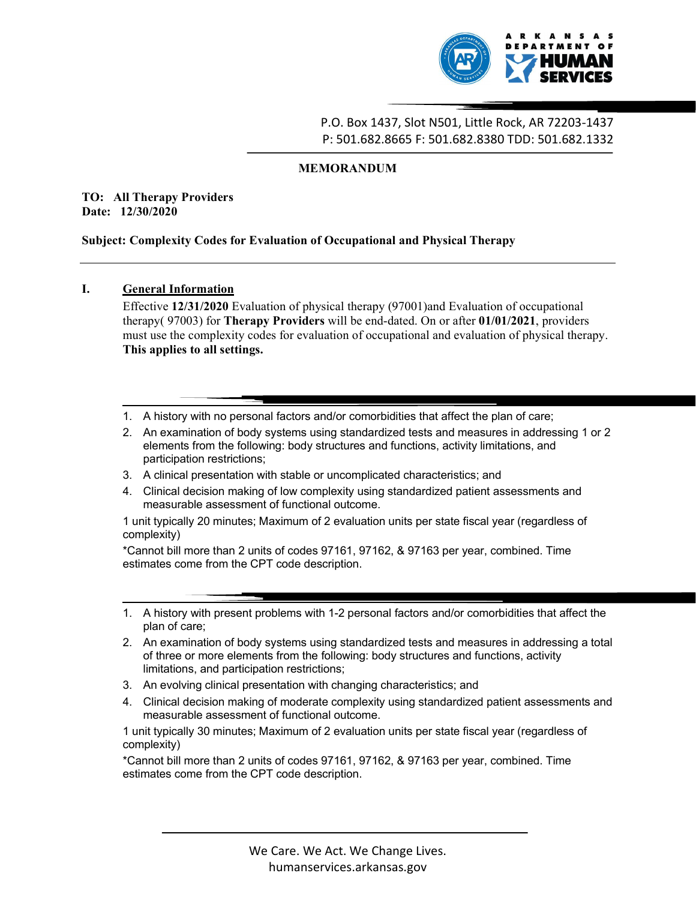P.O. Box 1437, Slot N501, Little Rock, AR 72203-1437
P: 501.682.8665 F: 501.682.8380 TDD: 501.682.1332

# MEMORANDUM

**TO: All Therapy Providers**
**Date: 12/30/2020**

**Subject: Complexity Codes for Evaluation of Occupational and Physical Therapy**

---

## I. General Information

Effective **12/31/2020** Evaluation of physical therapy (97001)and Evaluation of occupational therapy( 97003) for **Therapy Providers** will be end-dated. On or after **01/01/2021**, providers must use the complexity codes for evaluation of occupational and evaluation of physical therapy. **This applies to all settings.**

---

1. A history with no personal factors and/or comorbidities that affect the plan of care;
2. An examination of body systems using standardized tests and measures in addressing 1 or 2 elements from the following: body structures and functions, activity limitations, and participation restrictions;
3. A clinical presentation with stable or uncomplicated characteristics; and
4. Clinical decision making of low complexity using standardized patient assessments and measurable assessment of functional outcome.

1 unit typically 20 minutes; Maximum of 2 evaluation units per state fiscal year (regardless of complexity)

*Cannot bill more than 2 units of codes 97161, 97162, & 97163 per year, combined. Time estimates come from the CPT code description.

---

1. A history with present problems with 1-2 personal factors and/or comorbidities that affect the plan of care;
2. An examination of body systems using standardized tests and measures in addressing a total of three or more elements from the following: body structures and functions, activity limitations, and participation restrictions;
3. An evolving clinical presentation with changing characteristics; and
4. Clinical decision making of moderate complexity using standardized patient assessments and measurable assessment of functional outcome.

1 unit typically 30 minutes; Maximum of 2 evaluation units per state fiscal year (regardless of complexity)

*Cannot bill more than 2 units of codes 97161, 97162, & 97163 per year, combined. Time estimates come from the CPT code description.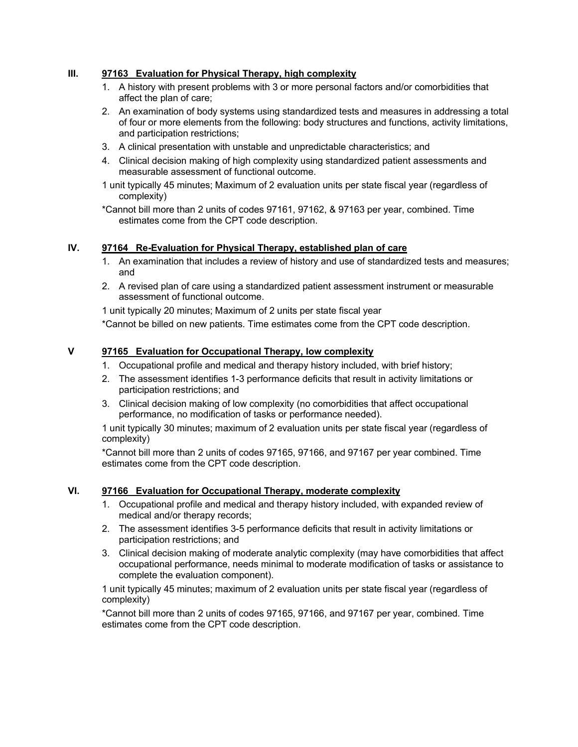## III. <u>97163 Evaluation for Physical Therapy, high complexity</u>

1. A history with present problems with 3 or more personal factors and/or comorbidities that affect the plan of care;
2. An examination of body systems using standardized tests and measures in addressing a total of four or more elements from the following: body structures and functions, activity limitations, and participation restrictions;
3. A clinical presentation with unstable and unpredictable characteristics; and
4. Clinical decision making of high complexity using standardized patient assessments and measurable assessment of functional outcome.

1 unit typically 45 minutes; Maximum of 2 evaluation units per state fiscal year (regardless of complexity)

*Cannot bill more than 2 units of codes 97161, 97162, & 97163 per year, combined. Time estimates come from the CPT code description.

## IV. <u>97164 Re-Evaluation for Physical Therapy, established plan of care</u>

1. An examination that includes a review of history and use of standardized tests and measures; and
2. A revised plan of care using a standardized patient assessment instrument or measurable assessment of functional outcome.

1 unit typically 20 minutes; Maximum of 2 units per state fiscal year

*Cannot be billed on new patients. Time estimates come from the CPT code description.

## V <u>97165 Evaluation for Occupational Therapy, low complexity</u>

1. Occupational profile and medical and therapy history included, with brief history;
2. The assessment identifies 1-3 performance deficits that result in activity limitations or participation restrictions; and
3. Clinical decision making of low complexity (no comorbidities that affect occupational performance, no modification of tasks or performance needed).

1 unit typically 30 minutes; maximum of 2 evaluation units per state fiscal year (regardless of complexity)

*Cannot bill more than 2 units of codes 97165, 97166, and 97167 per year combined. Time estimates come from the CPT code description.

## VI. <u>97166 Evaluation for Occupational Therapy, moderate complexity</u>

1. Occupational profile and medical and therapy history included, with expanded review of medical and/or therapy records;
2. The assessment identifies 3-5 performance deficits that result in activity limitations or participation restrictions; and
3. Clinical decision making of moderate analytic complexity (may have comorbidities that affect occupational performance, needs minimal to moderate modification of tasks or assistance to complete the evaluation component).

1 unit typically 45 minutes; maximum of 2 evaluation units per state fiscal year (regardless of complexity)

*Cannot bill more than 2 units of codes 97165, 97166, and 97167 per year, combined. Time estimates come from the CPT code description.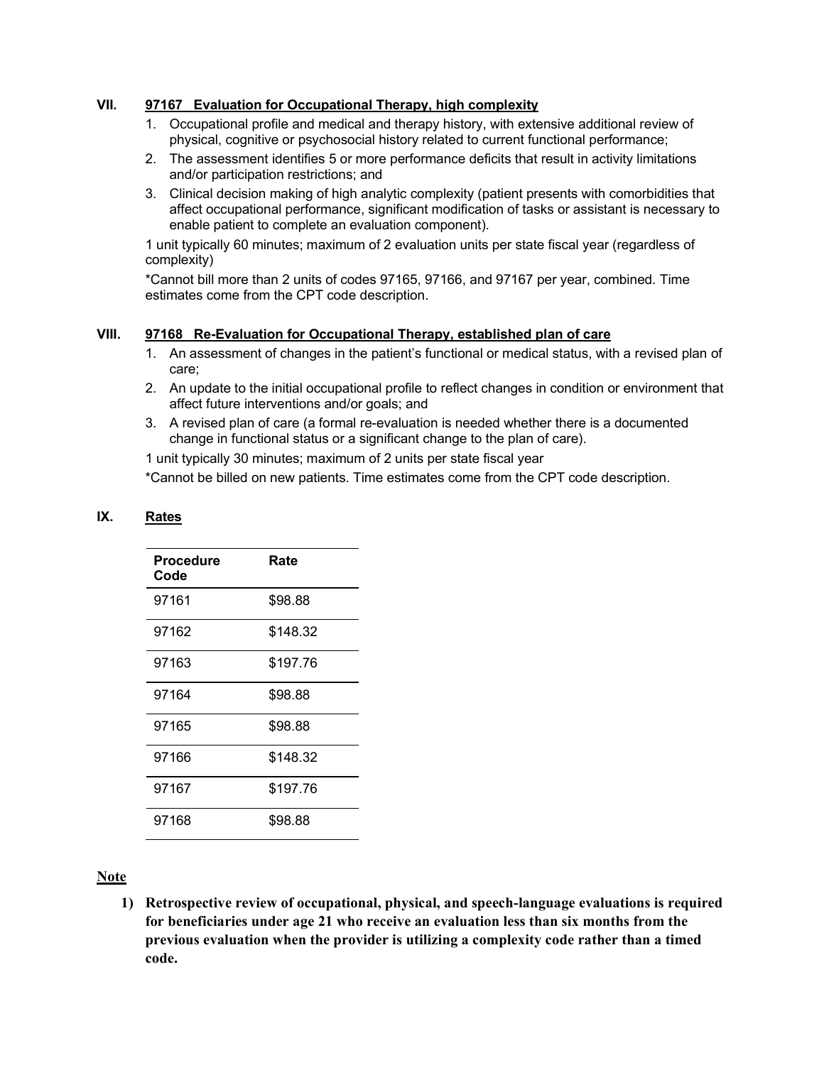### VII. <u>97167 Evaluation for Occupational Therapy, high complexity</u>

1. Occupational profile and medical and therapy history, with extensive additional review of physical, cognitive or psychosocial history related to current functional performance;
2. The assessment identifies 5 or more performance deficits that result in activity limitations and/or participation restrictions; and
3. Clinical decision making of high analytic complexity (patient presents with comorbidities that affect occupational performance, significant modification of tasks or assistant is necessary to enable patient to complete an evaluation component).

1 unit typically 60 minutes; maximum of 2 evaluation units per state fiscal year (regardless of complexity)

*Cannot bill more than 2 units of codes 97165, 97166, and 97167 per year, combined. Time estimates come from the CPT code description.

### VIII. <u>97168 Re-Evaluation for Occupational Therapy, established plan of care</u>

1. An assessment of changes in the patient's functional or medical status, with a revised plan of care;
2. An update to the initial occupational profile to reflect changes in condition or environment that affect future interventions and/or goals; and
3. A revised plan of care (a formal re-evaluation is needed whether there is a documented change in functional status or a significant change to the plan of care).

1 unit typically 30 minutes; maximum of 2 units per state fiscal year

*Cannot be billed on new patients. Time estimates come from the CPT code description.

### IX. <u>Rates</u>

| Procedure Code | Rate |
|---|---|
| 97161 | $98.88 |
| 97162 | $148.32 |
| 97163 | $197.76 |
| 97164 | $98.88 |
| 97165 | $98.88 |
| 97166 | $148.32 |
| 97167 | $197.76 |
| 97168 | $98.88 |

<u>**Note**</u>

1) **Retrospective review of occupational, physical, and speech-language evaluations is required for beneficiaries under age 21 who receive an evaluation less than six months from the previous evaluation when the provider is utilizing a complexity code rather than a timed code.**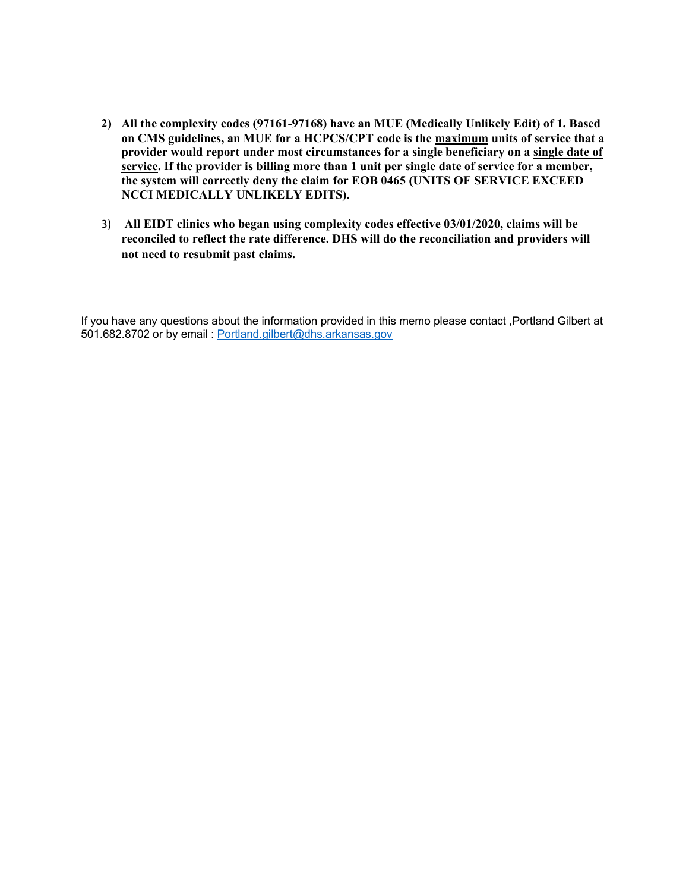2) **All the complexity codes (97161-97168) have an MUE (Medically Unlikely Edit) of 1. Based on CMS guidelines, an MUE for a HCPCS/CPT code is the maximum units of service that a provider would report under most circumstances for a single beneficiary on a single date of service. If the provider is billing more than 1 unit per single date of service for a member, the system will correctly deny the claim for EOB 0465 (UNITS OF SERVICE EXCEED NCCI MEDICALLY UNLIKELY EDITS).**

3) **All EIDT clinics who began using complexity codes effective 03/01/2020, claims will be reconciled to reflect the rate difference. DHS will do the reconciliation and providers will not need to resubmit past claims.**

If you have any questions about the information provided in this memo please contact ,Portland Gilbert at 501.682.8702 or by email : Portland.gilbert@dhs.arkansas.gov